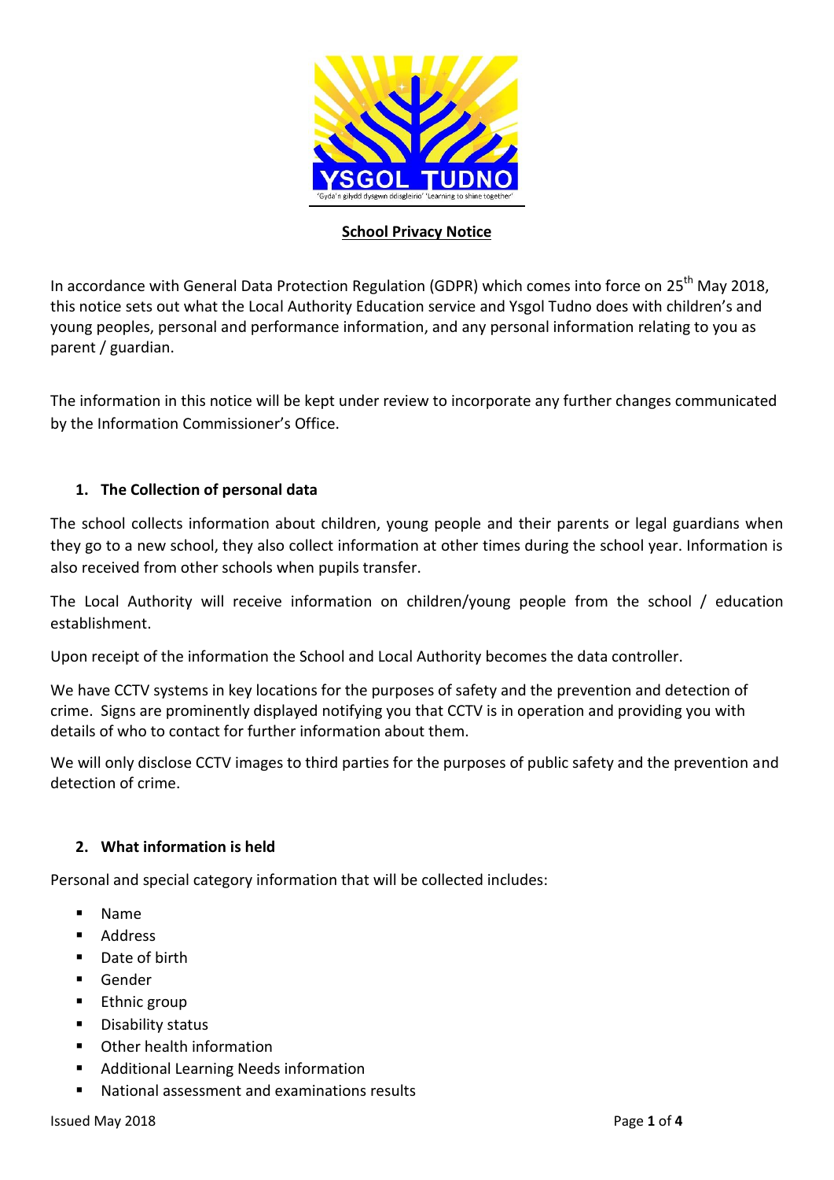# School Privacy Notice

In accordance with General Data Protection Regulation (GDPR) which comes into force on 25th May 2018, this notice sets out what the Local Authority Education service and Ysgol Tudno does with children's and young peoples, personal and performance information, and any personal information relating to you as parent / guardian.

The information in this notice will be kept under review to incorporate any further changes communicated by the Information Commissioner's Office.

## 1. The Collection of personal data

The school collects information about children, young people and their parents or legal guardians when they go to a new school, they also collect information at other times during the school year. Information is also received from other schools when pupils transfer.

The Local Authority will receive information on children/young people from the school / education establishment.

Upon receipt of the information the School and Local Authority becomes the data controller.

We have CCTV systems in key locations for the purposes of safety and the prevention and detection of crime. Signs are prominently displayed notifying you that CCTV is in operation and providing you with details of who to contact for further information about them.

We will only disclose CCTV images to third parties for the purposes of public safety and the prevention and detection of crime.

## 2. What information is held

Personal and special category information that will be collected includes:

- Name
- Address
- Date of birth
- Gender
- Ethnic group
- Disability status
- Other health information
- Additional Learning Needs information
- National assessment and examinations results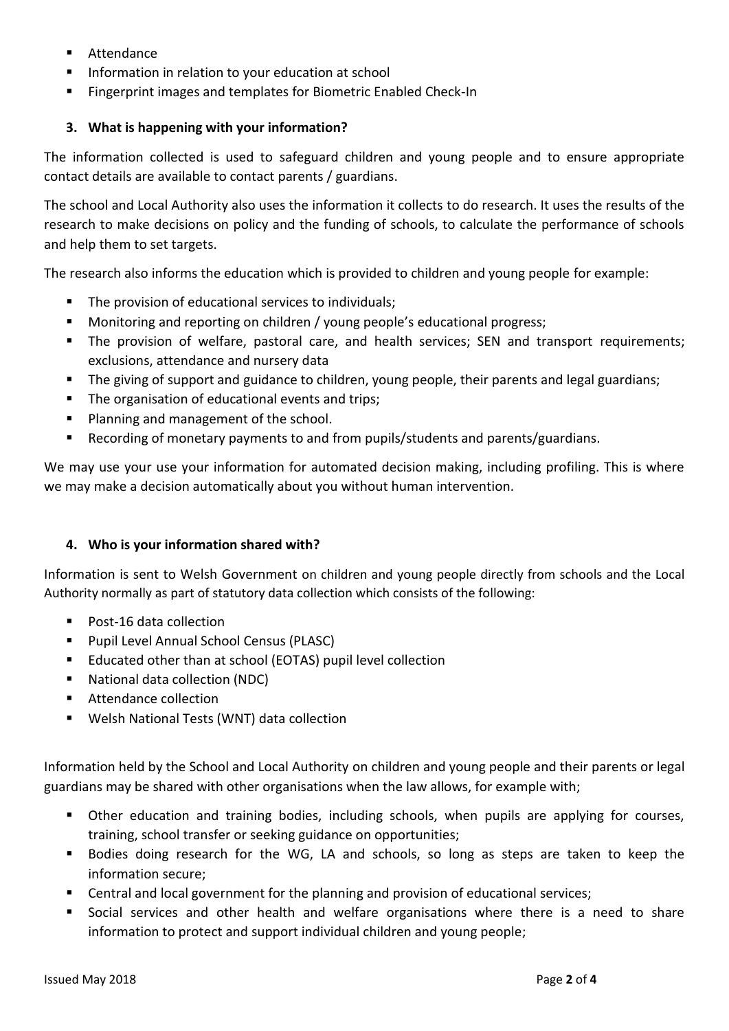- Attendance
- Information in relation to your education at school
- Fingerprint images and templates for Biometric Enabled Check-In

### 3. What is happening with your information?

The information collected is used to safeguard children and young people and to ensure appropriate contact details are available to contact parents / guardians.

The school and Local Authority also uses the information it collects to do research. It uses the results of the research to make decisions on policy and the funding of schools, to calculate the performance of schools and help them to set targets.

The research also informs the education which is provided to children and young people for example:

- The provision of educational services to individuals;
- Monitoring and reporting on children / young people's educational progress;
- The provision of welfare, pastoral care, and health services; SEN and transport requirements; exclusions, attendance and nursery data
- The giving of support and guidance to children, young people, their parents and legal guardians;
- The organisation of educational events and trips;
- Planning and management of the school.
- Recording of monetary payments to and from pupils/students and parents/guardians.

We may use your use your information for automated decision making, including profiling. This is where we may make a decision automatically about you without human intervention.

### 4. Who is your information shared with?

Information is sent to Welsh Government on children and young people directly from schools and the Local Authority normally as part of statutory data collection which consists of the following:

- Post-16 data collection
- Pupil Level Annual School Census (PLASC)
- Educated other than at school (EOTAS) pupil level collection
- National data collection (NDC)
- Attendance collection
- Welsh National Tests (WNT) data collection

Information held by the School and Local Authority on children and young people and their parents or legal guardians may be shared with other organisations when the law allows, for example with;

- Other education and training bodies, including schools, when pupils are applying for courses, training, school transfer or seeking guidance on opportunities;
- Bodies doing research for the WG, LA and schools, so long as steps are taken to keep the information secure;
- Central and local government for the planning and provision of educational services;
- Social services and other health and welfare organisations where there is a need to share information to protect and support individual children and young people;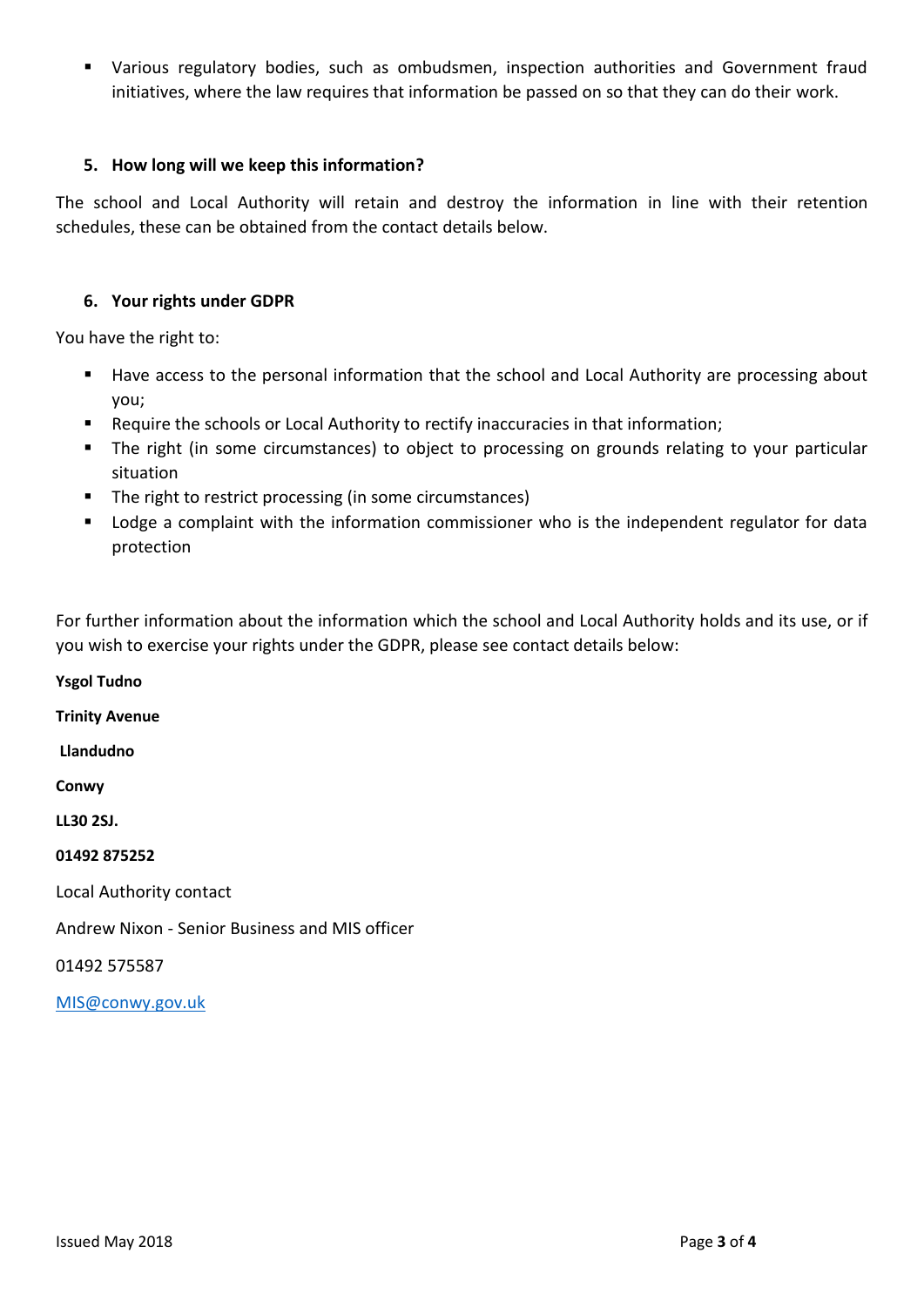- Various regulatory bodies, such as ombudsmen, inspection authorities and Government fraud initiatives, where the law requires that information be passed on so that they can do their work.

## 5. How long will we keep this information?

The school and Local Authority will retain and destroy the information in line with their retention schedules, these can be obtained from the contact details below.

## 6. Your rights under GDPR

You have the right to:

- Have access to the personal information that the school and Local Authority are processing about you;
- Require the schools or Local Authority to rectify inaccuracies in that information;
- The right (in some circumstances) to object to processing on grounds relating to your particular situation
- The right to restrict processing (in some circumstances)
- Lodge a complaint with the information commissioner who is the independent regulator for data protection

For further information about the information which the school and Local Authority holds and its use, or if you wish to exercise your rights under the GDPR, please see contact details below:

**Ysgol Tudno**

**Trinity Avenue**

**Llandudno**

**Conwy**

**LL30 2SJ.**

**01492 875252**

Local Authority contact

Andrew Nixon - Senior Business and MIS officer

01492 575587

MIS@conwy.gov.uk

Issued May 2018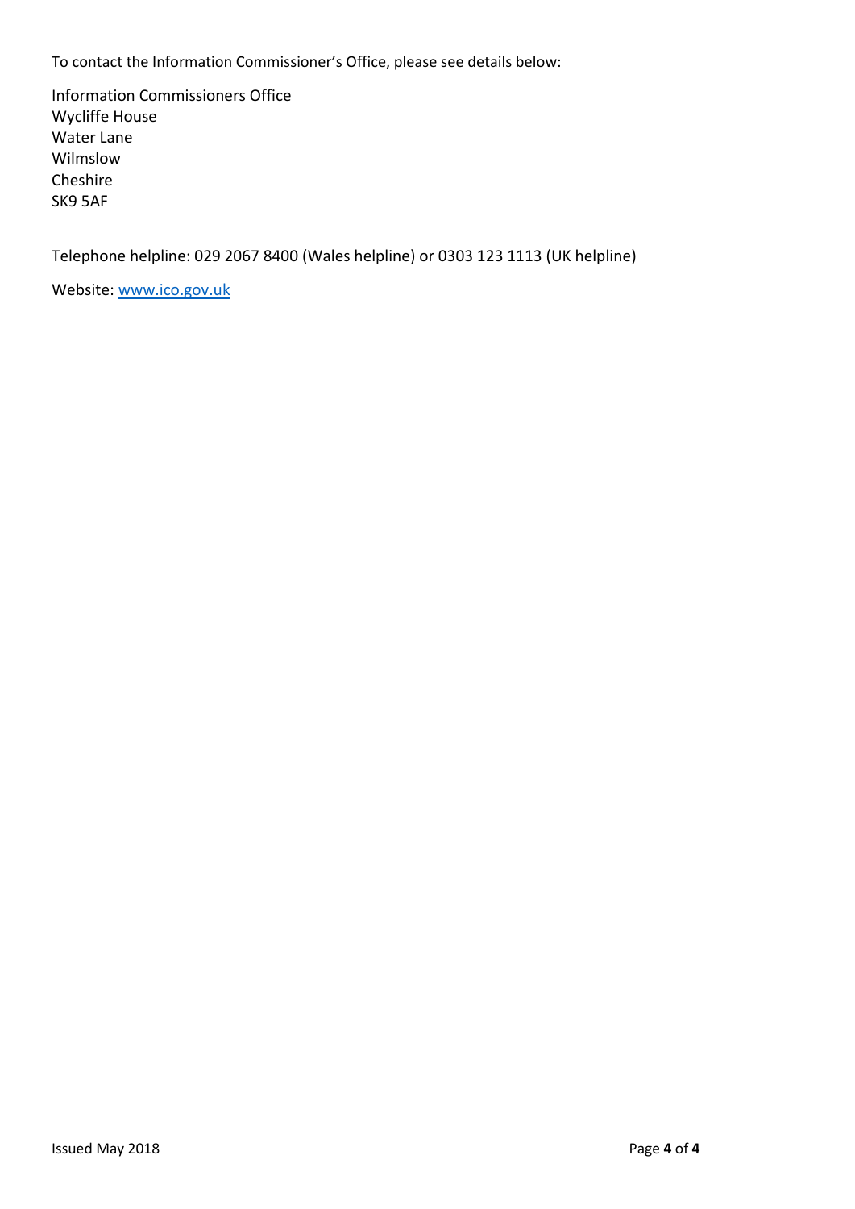To contact the Information Commissioner's Office, please see details below:

Information Commissioners Office
Wycliffe House
Water Lane
Wilmslow
Cheshire
SK9 5AF

Telephone helpline: 029 2067 8400 (Wales helpline) or 0303 123 1113 (UK helpline)

Website: www.ico.gov.uk

Issued May 2018